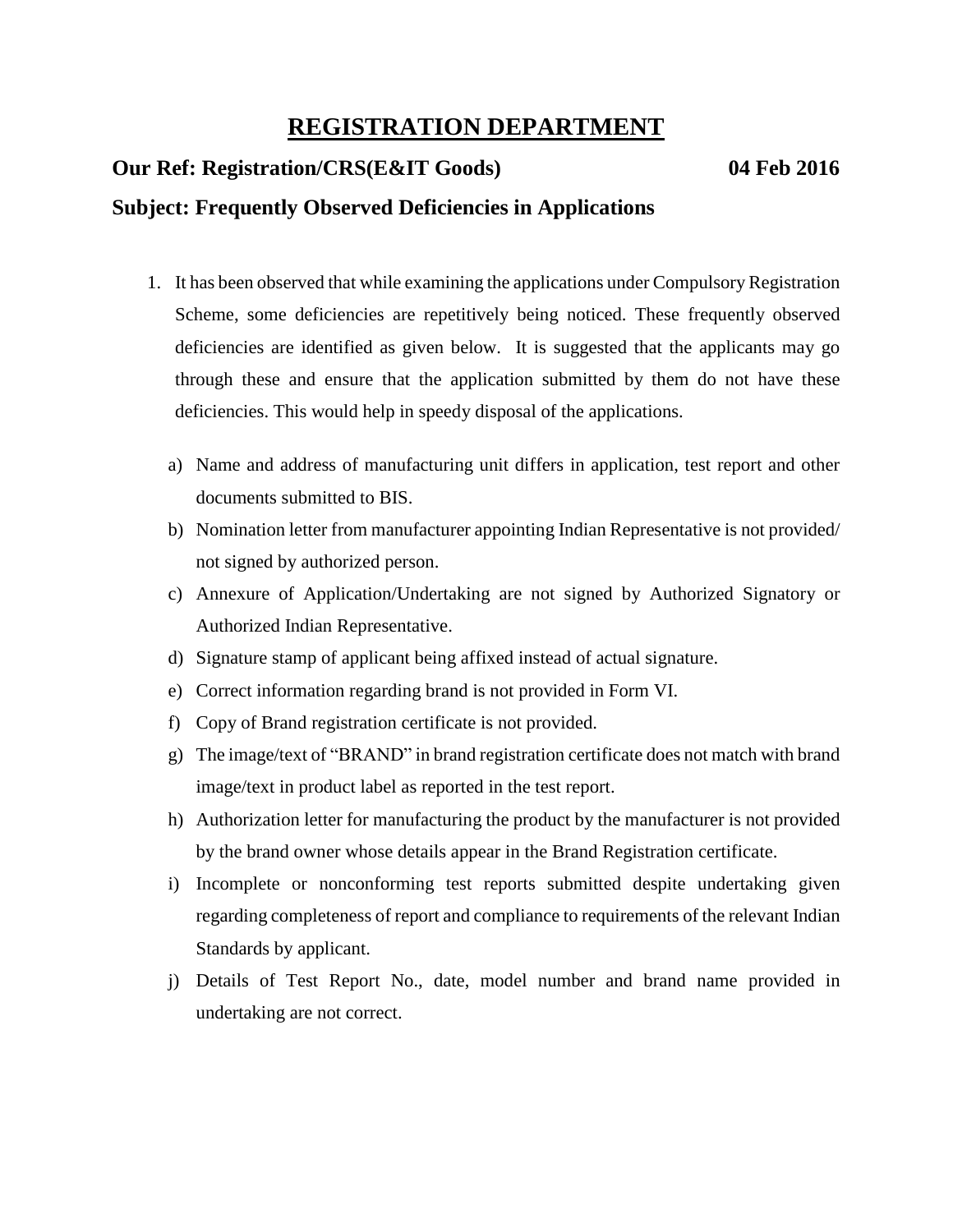# REGISTRATION DEPARTMENT

**Our Ref: Registration/CRS(E&IT Goods) 04 Feb 2016**

**Subject: Frequently Observed Deficiencies in Applications**

1. It has been observed that while examining the applications under Compulsory Registration Scheme, some deficiencies are repetitively being noticed. These frequently observed deficiencies are identified as given below. It is suggested that the applicants may go through these and ensure that the application submitted by them do not have these deficiencies. This would help in speedy disposal of the applications.

   a) Name and address of manufacturing unit differs in application, test report and other documents submitted to BIS.

   b) Nomination letter from manufacturer appointing Indian Representative is not provided/ not signed by authorized person.

   c) Annexure of Application/Undertaking are not signed by Authorized Signatory or Authorized Indian Representative.

   d) Signature stamp of applicant being affixed instead of actual signature.

   e) Correct information regarding brand is not provided in Form VI.

   f) Copy of Brand registration certificate is not provided.

   g) The image/text of "BRAND" in brand registration certificate does not match with brand image/text in product label as reported in the test report.

   h) Authorization letter for manufacturing the product by the manufacturer is not provided by the brand owner whose details appear in the Brand Registration certificate.

   i) Incomplete or nonconforming test reports submitted despite undertaking given regarding completeness of report and compliance to requirements of the relevant Indian Standards by applicant.

   j) Details of Test Report No., date, model number and brand name provided in undertaking are not correct.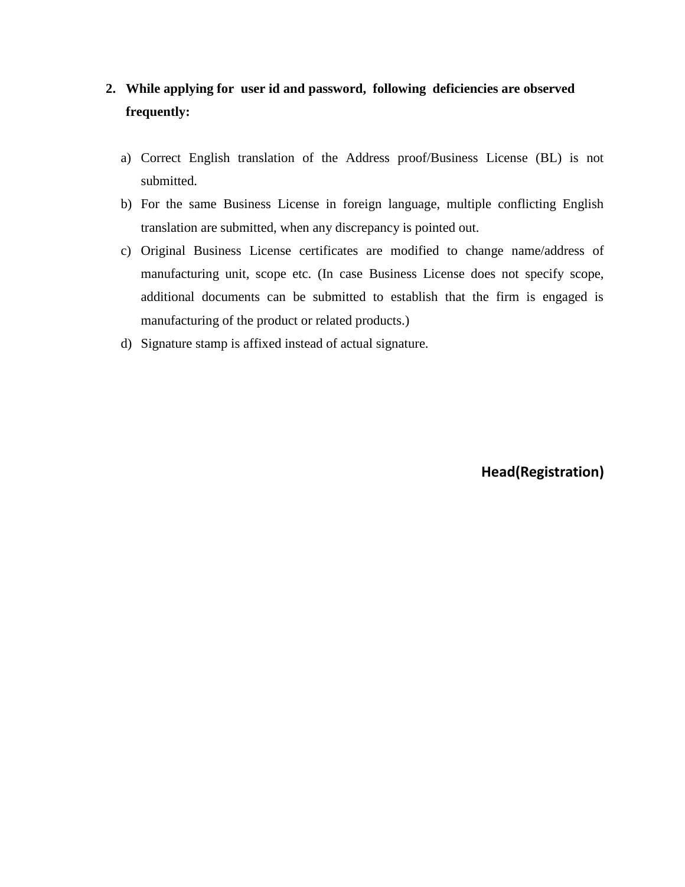2. **While applying for user id and password, following deficiencies are observed frequently:**

   a) Correct English translation of the Address proof/Business License (BL) is not submitted.

   b) For the same Business License in foreign language, multiple conflicting English translation are submitted, when any discrepancy is pointed out.

   c) Original Business License certificates are modified to change name/address of manufacturing unit, scope etc. (In case Business License does not specify scope, additional documents can be submitted to establish that the firm is engaged is manufacturing of the product or related products.)

   d) Signature stamp is affixed instead of actual signature.

**Head(Registration)**